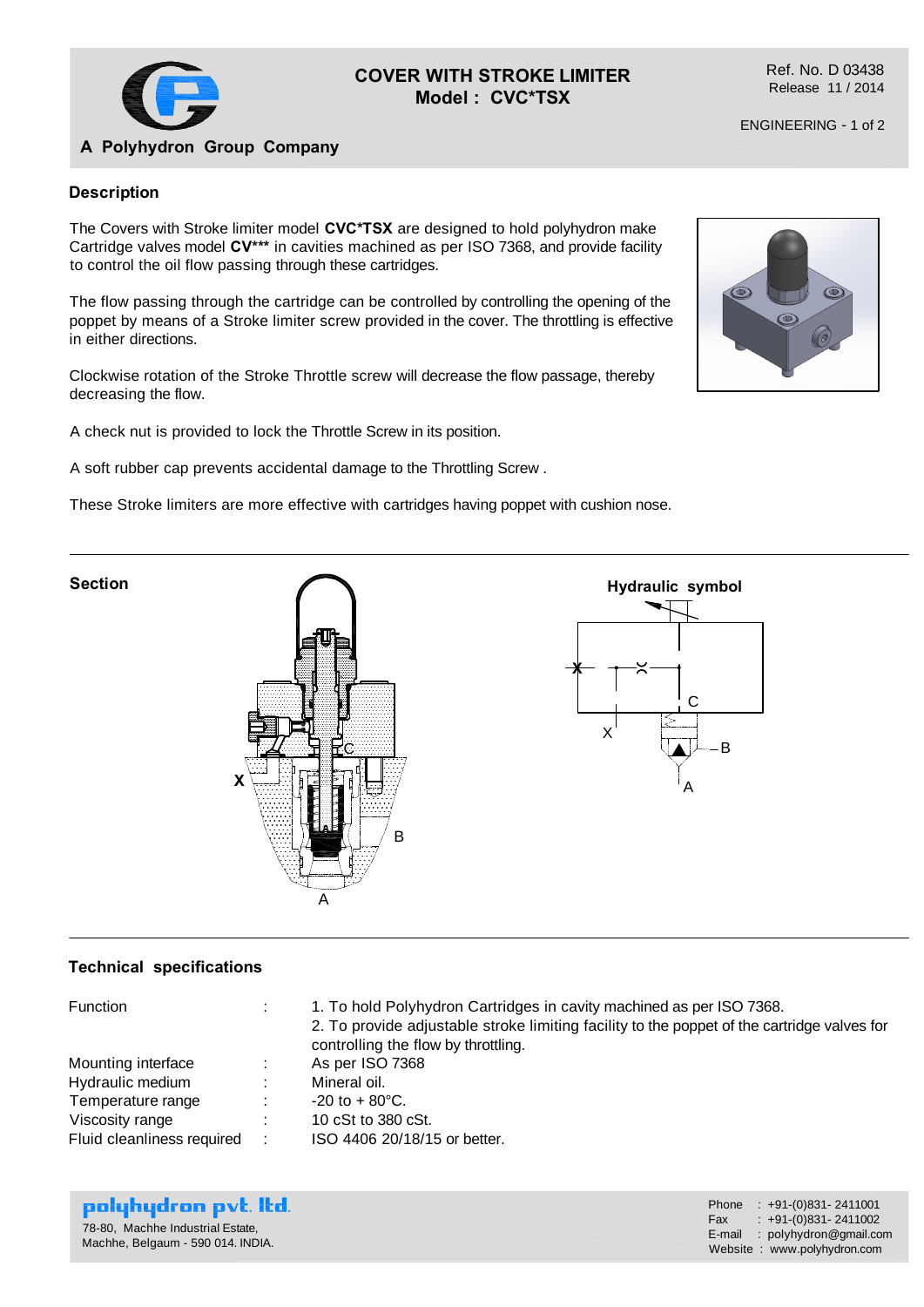**A Polyhydron Group Company**

# COVER WITH STROKE LIMITER
## Model : CVC*TSX

Ref. No. D 03438
Release 11 / 2014

ENGINEERING

### Description

The Covers with Stroke limiter model **CVC*TSX** are designed to hold polyhydron make Cartridge valves model **CV*** ** in cavities machined as per ISO 7368, and provide facility to control the oil flow passing through these cartridges.

The flow passing through the cartridge can be controlled by controlling the opening of the poppet by means of a Stroke limiter screw provided in the cover. The throttling is effective in either directions.

Clockwise rotation of the Stroke Throttle screw will decrease the flow passage, thereby decreasing the flow.

A check nut is provided to lock the Throttle Screw in its position.

A soft rubber cap prevents accidental damage to the Throttling Screw .

These Stroke limiters are more effective with cartridges having poppet with cushion nose.

### Section

X C B A

### Hydraulic symbol

C X B A

### Technical specifications

| | | |
|---|---|---|
| Function | : | 1. To hold Polyhydron Cartridges in cavity machined as per ISO 7368.<br>2. To provide adjustable stroke limiting facility to the poppet of the cartridge valves for controlling the flow by throttling. |
| Mounting interface | : | As per ISO 7368 |
| Hydraulic medium | : | Mineral oil. |
| Temperature range | : | -20 to + 80°C. |
| Viscosity range | : | 10 cSt to 380 cSt. |
| Fluid cleanliness required | : | ISO 4406 20/18/15 or better. |

**polyhydron pvt. ltd.**
78-80, Machhe Industrial Estate,
Machhe, Belgaum - 590 014. INDIA.

Phone : +91-(0)831- 2411001
Fax : +91-(0)831- 2411002
E-mail : polyhydron@gmail.com
Website : www.polyhydron.com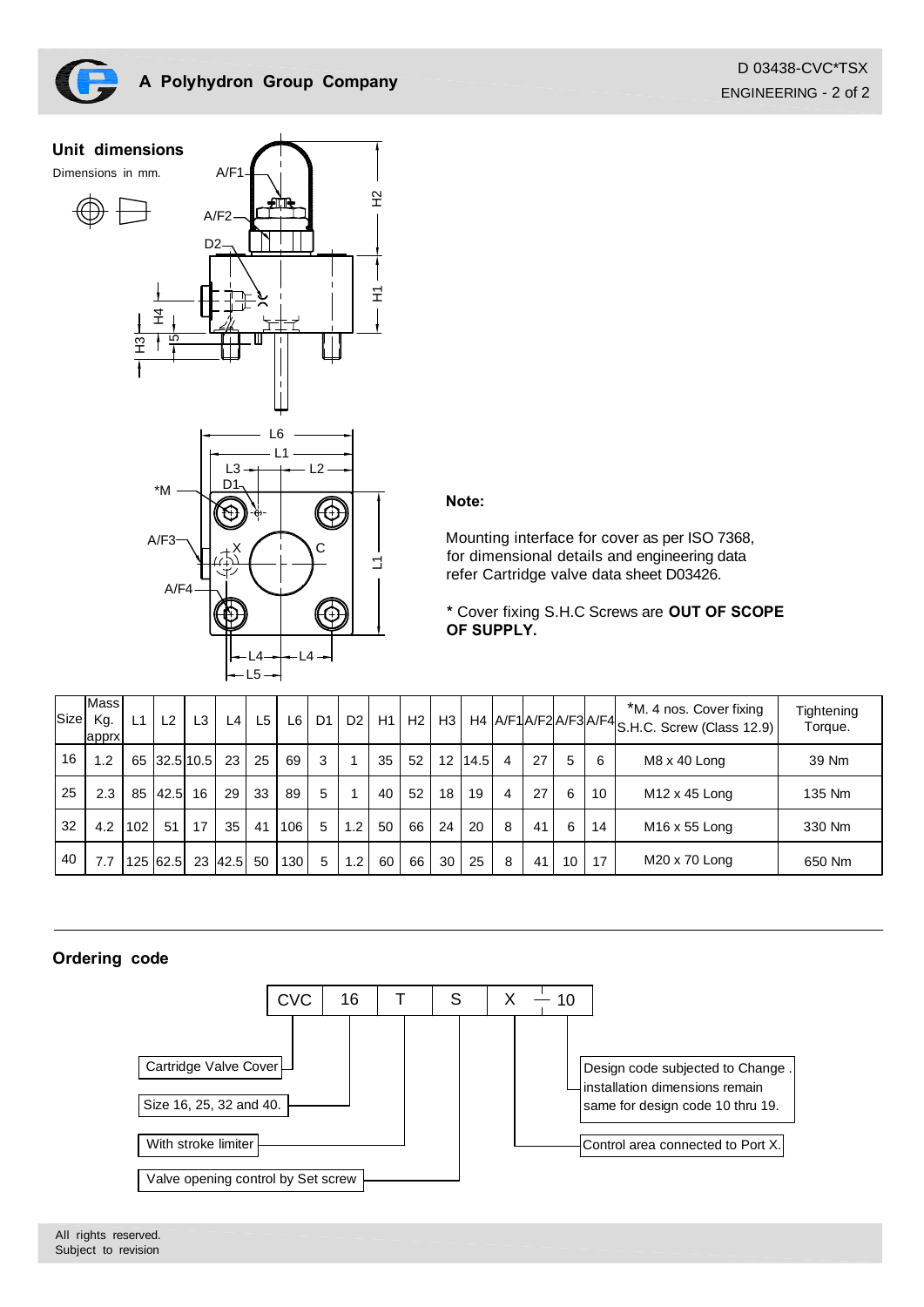A Polyhydron Group Company

D 03438-CVC*TSX
ENGINEERING

## Unit dimensions

Dimensions in mm.

A/F1
A/F2
D2
H2
H1
H4
H3
5
L6
L1
L3
L2
D1
*M
A/F3
X
C
A/F4
L1
L4
L4
L5

**Note:**

Mounting interface for cover as per ISO 7368, for dimensional details and engineering data refer Cartridge valve data sheet D03426.

* Cover fixing S.H.C Screws are **OUT OF SCOPE OF SUPPLY.**

| Size | Mass Kg. apprx | L1 | L2 | L3 | L4 | L5 | L6 | D1 | D2 | H1 | H2 | H3 | H4 | A/F1 | A/F2 | A/F3 | A/F4 | *M. 4 nos. Cover fixing S.H.C. Screw (Class 12.9) | Tightening Torque. |
|---|---|---|---|---|---|---|---|---|---|---|---|---|---|---|---|---|---|---|---|
| 16 | 1.2 | 65 | 32.5 | 10.5 | 23 | 25 | 69 | 3 | 1 | 35 | 52 | 12 | 14.5 | 4 | 27 | 5 | 6 | M8 x 40 Long | 39 Nm |
| 25 | 2.3 | 85 | 42.5 | 16 | 29 | 33 | 89 | 5 | 1 | 40 | 52 | 18 | 19 | 4 | 27 | 6 | 10 | M12 x 45 Long | 135 Nm |
| 32 | 4.2 | 102 | 51 | 17 | 35 | 41 | 106 | 5 | 1.2 | 50 | 66 | 24 | 20 | 8 | 41 | 6 | 14 | M16 x 55 Long | 330 Nm |
| 40 | 7.7 | 125 | 62.5 | 23 | 42.5 | 50 | 130 | 5 | 1.2 | 60 | 66 | 30 | 25 | 8 | 41 | 10 | 17 | M20 x 70 Long | 650 Nm |

## Ordering code

| CVC | 16 | T | S | X | – 10 |
|---|---|---|---|---|---|

- CVC: Cartridge Valve Cover
- 16: Size 16, 25, 32 and 40.
- T: With stroke limiter
- S: Valve opening control by Set screw
- X: Control area connected to Port X.
- 10: Design code subjected to Change . installation dimensions remain same for design code 10 thru 19.

All rights reserved.
Subject to revision